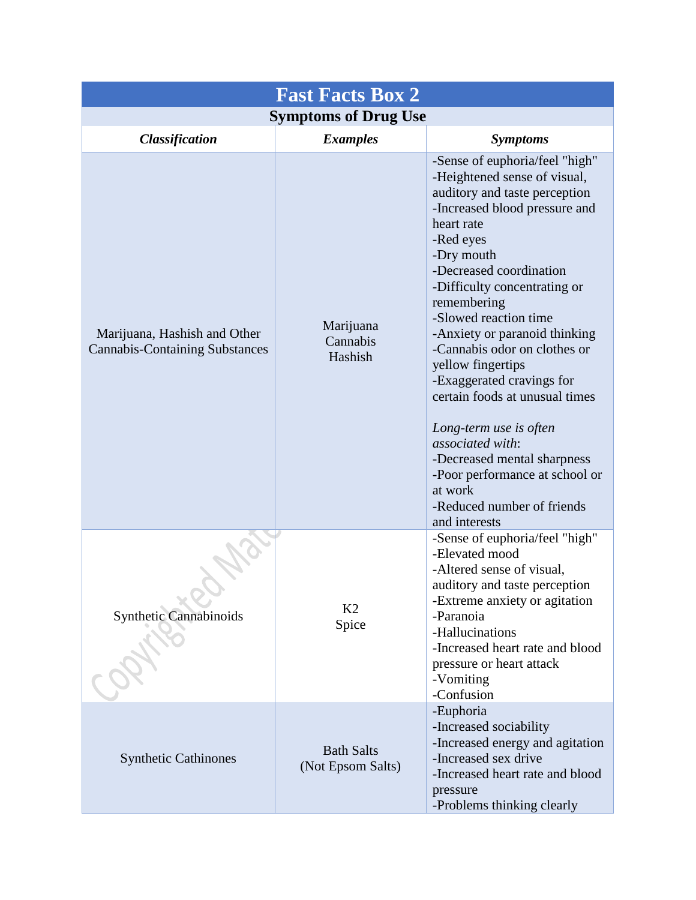## Fast Facts Box 2

### Symptoms of Drug Use

| ***Classification*** | ***Examples*** | ***Symptoms*** |
|---|---|---|
| Marijuana, Hashish and Other Cannabis-Containing Substances | Marijuana<br>Cannabis<br>Hashish | -Sense of euphoria/feel "high"<br>-Heightened sense of visual, auditory and taste perception<br>-Increased blood pressure and heart rate<br>-Red eyes<br>-Dry mouth<br>-Decreased coordination<br>-Difficulty concentrating or remembering<br>-Slowed reaction time<br>-Anxiety or paranoid thinking<br>-Cannabis odor on clothes or yellow fingertips<br>-Exaggerated cravings for certain foods at unusual times<br><br>*Long-term use is often associated with*:<br>-Decreased mental sharpness<br>-Poor performance at school or at work<br>-Reduced number of friends and interests |
| Synthetic Cannabinoids | K2<br>Spice | -Sense of euphoria/feel "high"<br>-Elevated mood<br>-Altered sense of visual, auditory and taste perception<br>-Extreme anxiety or agitation<br>-Paranoia<br>-Hallucinations<br>-Increased heart rate and blood pressure or heart attack<br>-Vomiting<br>-Confusion |
| Synthetic Cathinones | Bath Salts<br>(Not Epsom Salts) | -Euphoria<br>-Increased sociability<br>-Increased energy and agitation<br>-Increased sex drive<br>-Increased heart rate and blood pressure<br>-Problems thinking clearly |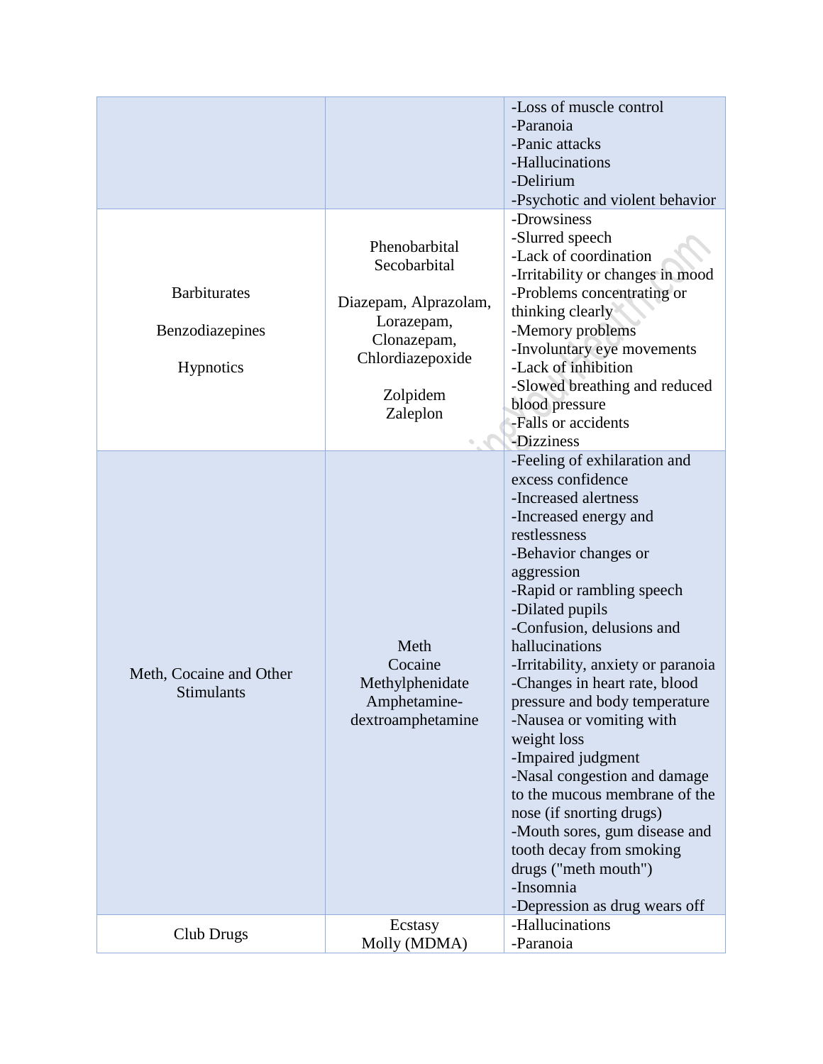| | | |
|---|---|---|
| | | -Loss of muscle control<br>-Paranoia<br>-Panic attacks<br>-Hallucinations<br>-Delirium<br>-Psychotic and violent behavior |
| Barbiturates<br><br>Benzodiazepines<br><br>Hypnotics | Phenobarbital<br>Secobarbital<br><br>Diazepam, Alprazolam, Lorazepam, Clonazepam, Chlordiazepoxide<br><br>Zolpidem<br>Zaleplon | -Drowsiness<br>-Slurred speech<br>-Lack of coordination<br>-Irritability or changes in mood<br>-Problems concentrating or thinking clearly<br>-Memory problems<br>-Involuntary eye movements<br>-Lack of inhibition<br>-Slowed breathing and reduced blood pressure<br>-Falls or accidents<br>-Dizziness |
| Meth, Cocaine and Other Stimulants | Meth<br>Cocaine<br>Methylphenidate<br>Amphetamine-dextroamphetamine | -Feeling of exhilaration and excess confidence<br>-Increased alertness<br>-Increased energy and restlessness<br>-Behavior changes or aggression<br>-Rapid or rambling speech<br>-Dilated pupils<br>-Confusion, delusions and hallucinations<br>-Irritability, anxiety or paranoia<br>-Changes in heart rate, blood pressure and body temperature<br>-Nausea or vomiting with weight loss<br>-Impaired judgment<br>-Nasal congestion and damage to the mucous membrane of the nose (if snorting drugs)<br>-Mouth sores, gum disease and tooth decay from smoking drugs ("meth mouth")<br>-Insomnia<br>-Depression as drug wears off |
| Club Drugs | Ecstasy<br>Molly (MDMA) | -Hallucinations<br>-Paranoia |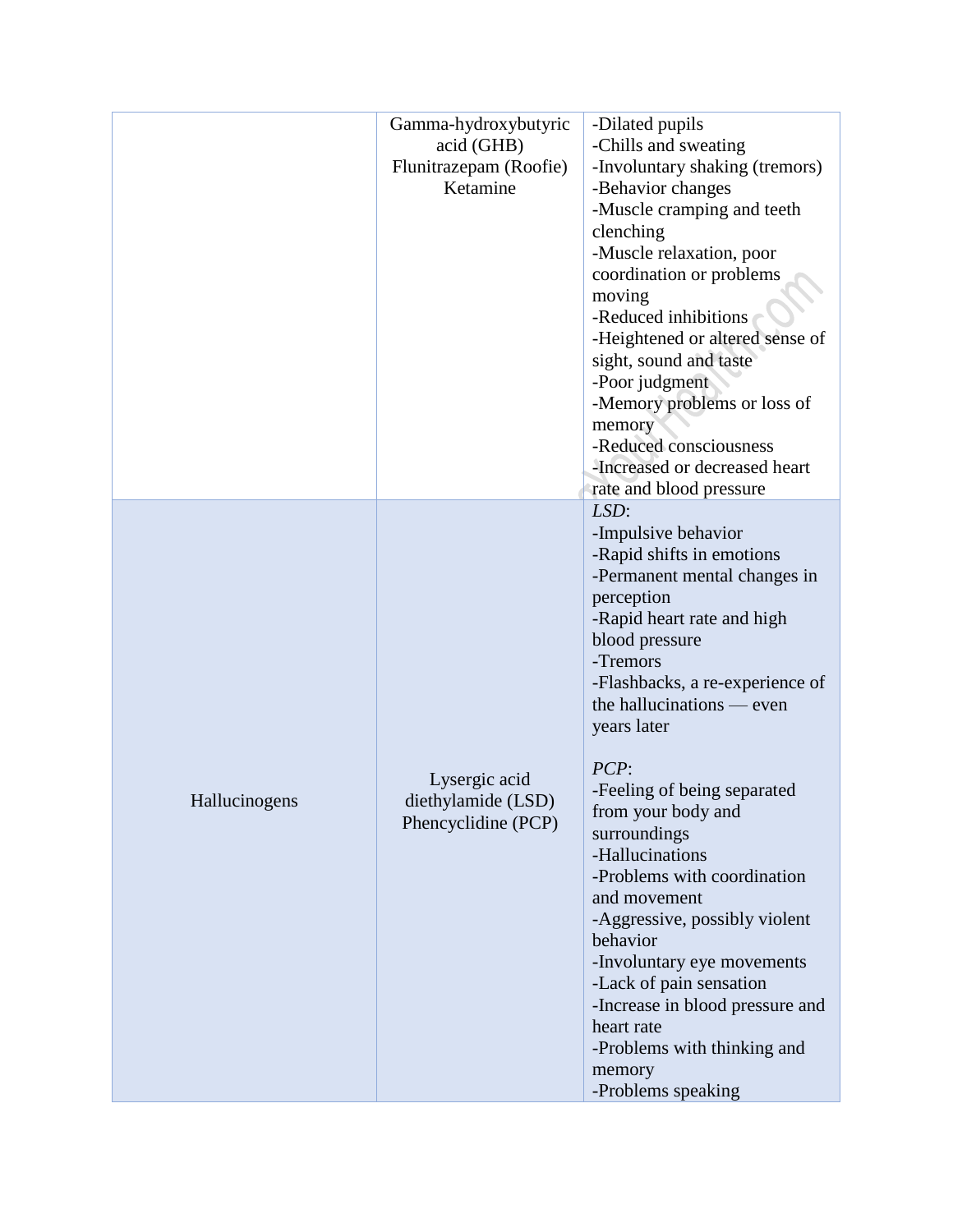| | | |
|---|---|---|
| | Gamma-hydroxybutyric acid (GHB)<br>Flunitrazepam (Roofie)<br>Ketamine | -Dilated pupils<br>-Chills and sweating<br>-Involuntary shaking (tremors)<br>-Behavior changes<br>-Muscle cramping and teeth clenching<br>-Muscle relaxation, poor coordination or problems moving<br>-Reduced inhibitions<br>-Heightened or altered sense of sight, sound and taste<br>-Poor judgment<br>-Memory problems or loss of memory<br>-Reduced consciousness<br>-Increased or decreased heart rate and blood pressure |
| Hallucinogens | Lysergic acid diethylamide (LSD)<br>Phencyclidine (PCP) | *LSD*:<br>-Impulsive behavior<br>-Rapid shifts in emotions<br>-Permanent mental changes in perception<br>-Rapid heart rate and high blood pressure<br>-Tremors<br>-Flashbacks, a re-experience of the hallucinations — even years later<br><br>*PCP*:<br>-Feeling of being separated from your body and surroundings<br>-Hallucinations<br>-Problems with coordination and movement<br>-Aggressive, possibly violent behavior<br>-Involuntary eye movements<br>-Lack of pain sensation<br>-Increase in blood pressure and heart rate<br>-Problems with thinking and memory<br>-Problems speaking |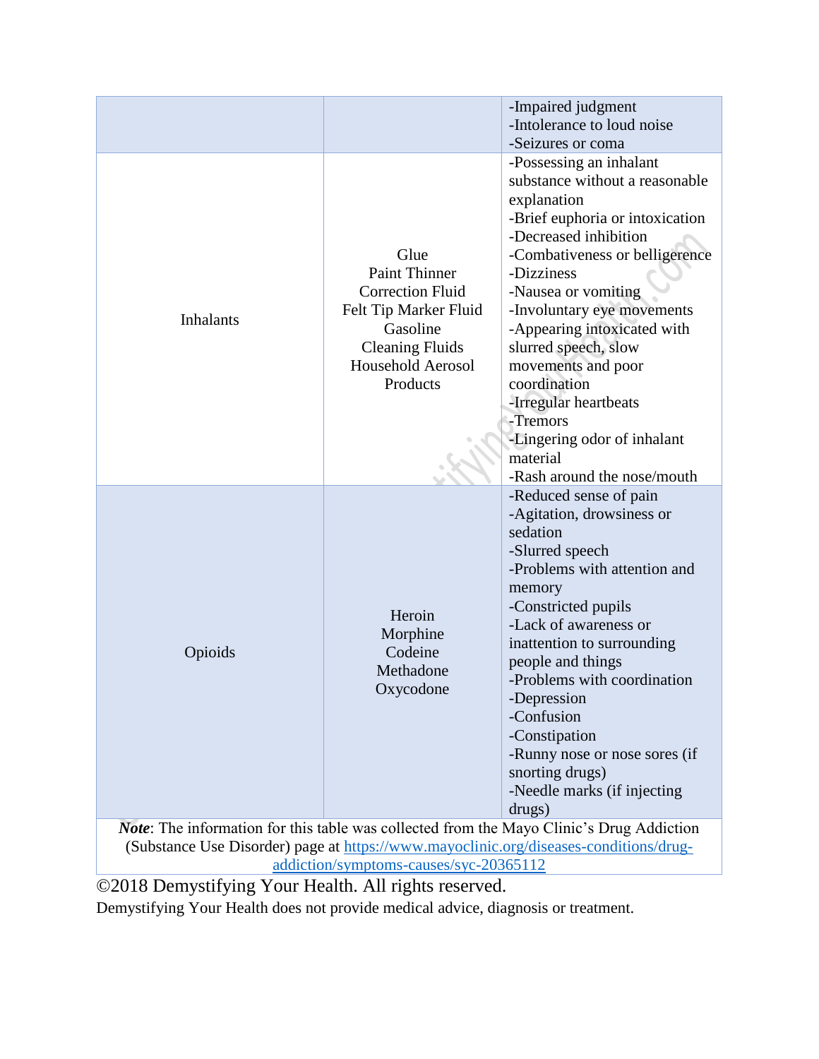| | | |
|---|---|---|
| | | -Impaired judgment<br>-Intolerance to loud noise<br>-Seizures or coma |
| Inhalants | Glue<br>Paint Thinner<br>Correction Fluid<br>Felt Tip Marker Fluid<br>Gasoline<br>Cleaning Fluids<br>Household Aerosol Products | -Possessing an inhalant substance without a reasonable explanation<br>-Brief euphoria or intoxication<br>-Decreased inhibition<br>-Combativeness or belligerence<br>-Dizziness<br>-Nausea or vomiting<br>-Involuntary eye movements<br>-Appearing intoxicated with slurred speech, slow movements and poor coordination<br>-Irregular heartbeats<br>-Tremors<br>-Lingering odor of inhalant material<br>-Rash around the nose/mouth |
| Opioids | Heroin<br>Morphine<br>Codeine<br>Methadone<br>Oxycodone | -Reduced sense of pain<br>-Agitation, drowsiness or sedation<br>-Slurred speech<br>-Problems with attention and memory<br>-Constricted pupils<br>-Lack of awareness or inattention to surrounding people and things<br>-Problems with coordination<br>-Depression<br>-Confusion<br>-Constipation<br>-Runny nose or nose sores (if snorting drugs)<br>-Needle marks (if injecting drugs) |

***Note***: The information for this table was collected from the Mayo Clinic's Drug Addiction (Substance Use Disorder) page at https://www.mayoclinic.org/diseases-conditions/drug-addiction/symptoms-causes/syc-20365112

©2018 Demystifying Your Health. All rights reserved.

Demystifying Your Health does not provide medical advice, diagnosis or treatment.